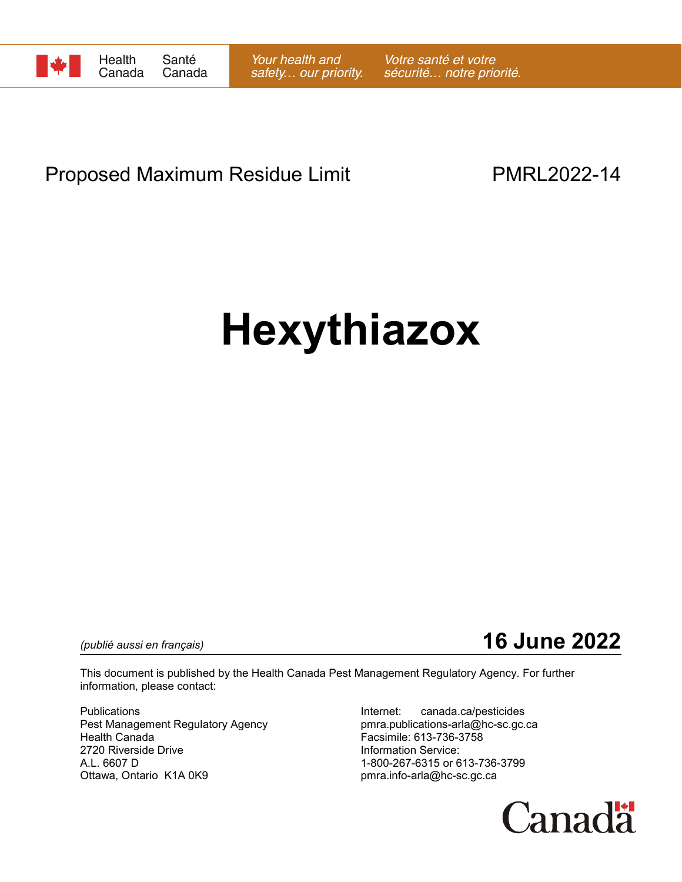Health Canada | Santé Canada

*Your health and safety… our priority.* *Votre santé et votre sécurité… notre priorité.*

Proposed Maximum Residue Limit PMRL2022-14

# Hexythiazox

*(publié aussi en français)*

**16 June 2022**

This document is published by the Health Canada Pest Management Regulatory Agency. For further information, please contact:

Publications
Pest Management Regulatory Agency
Health Canada
2720 Riverside Drive
A.L. 6607 D
Ottawa, Ontario K1A 0K9

Internet: canada.ca/pesticides
pmra.publications-arla@hc-sc.gc.ca
Facsimile: 613-736-3758
Information Service:
1-800-267-6315 or 613-736-3799
pmra.info-arla@hc-sc.gc.ca

Canada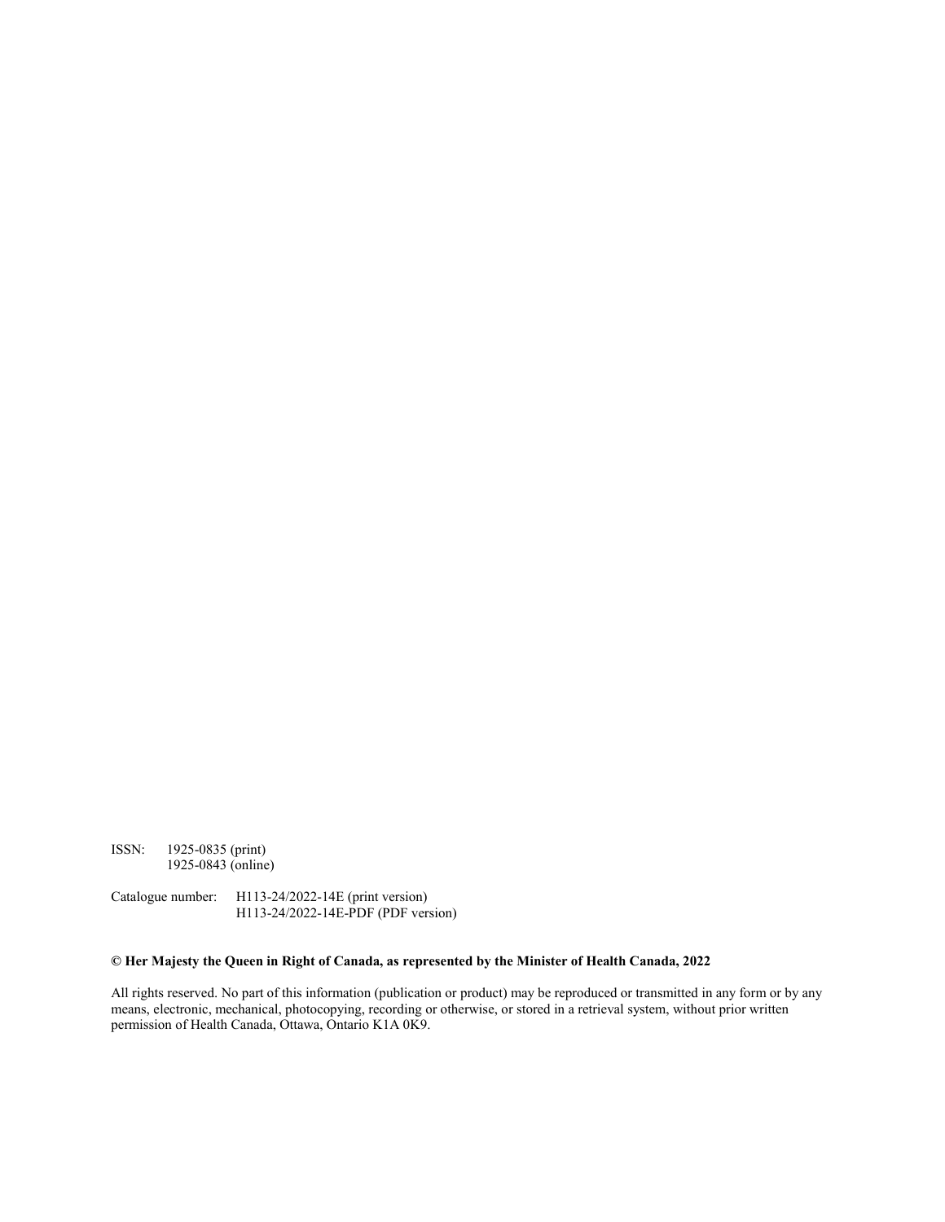ISSN: 1925-0835 (print)
1925-0843 (online)

Catalogue number: H113-24/2022-14E (print version)
H113-24/2022-14E-PDF (PDF version)

**© Her Majesty the Queen in Right of Canada, as represented by the Minister of Health Canada, 2022**

All rights reserved. No part of this information (publication or product) may be reproduced or transmitted in any form or by any means, electronic, mechanical, photocopying, recording or otherwise, or stored in a retrieval system, without prior written permission of Health Canada, Ottawa, Ontario K1A 0K9.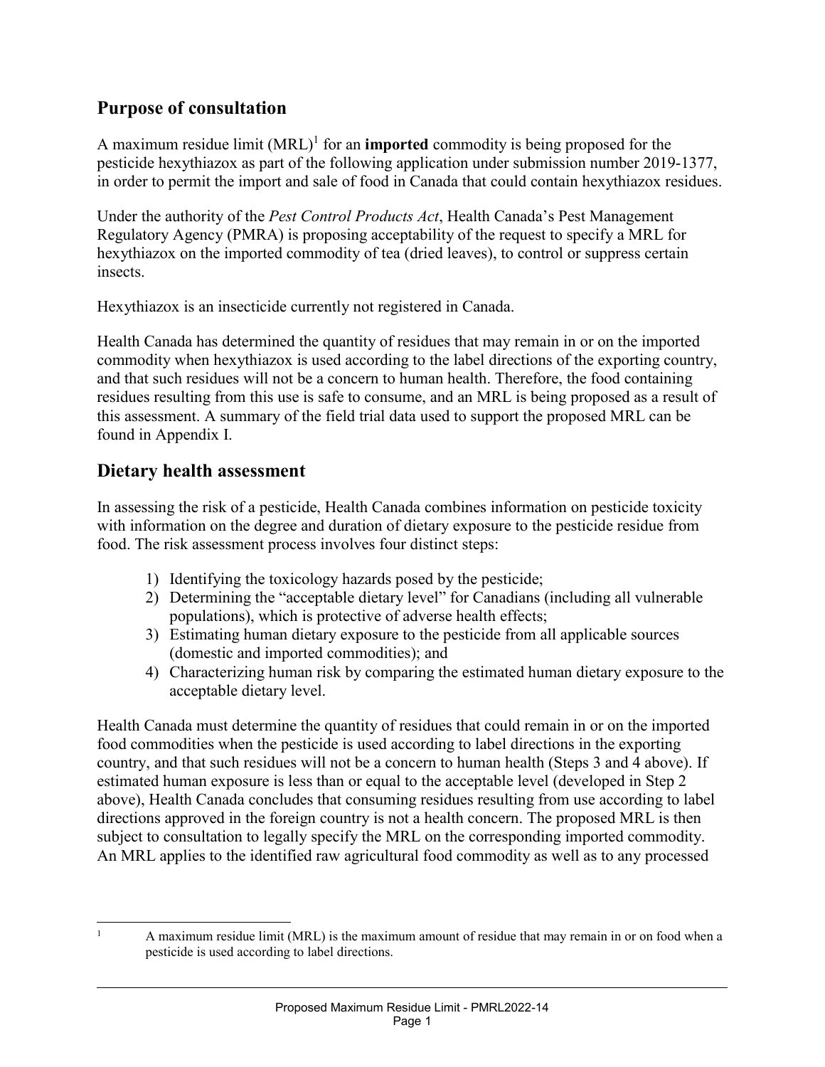## Purpose of consultation

A maximum residue limit (MRL)[1] for an **imported** commodity is being proposed for the pesticide hexythiazox as part of the following application under submission number 2019-1377, in order to permit the import and sale of food in Canada that could contain hexythiazox residues.

Under the authority of the *Pest Control Products Act*, Health Canada's Pest Management Regulatory Agency (PMRA) is proposing acceptability of the request to specify a MRL for hexythiazox on the imported commodity of tea (dried leaves), to control or suppress certain insects.

Hexythiazox is an insecticide currently not registered in Canada.

Health Canada has determined the quantity of residues that may remain in or on the imported commodity when hexythiazox is used according to the label directions of the exporting country, and that such residues will not be a concern to human health. Therefore, the food containing residues resulting from this use is safe to consume, and an MRL is being proposed as a result of this assessment. A summary of the field trial data used to support the proposed MRL can be found in Appendix I.

## Dietary health assessment

In assessing the risk of a pesticide, Health Canada combines information on pesticide toxicity with information on the degree and duration of dietary exposure to the pesticide residue from food. The risk assessment process involves four distinct steps:

1) Identifying the toxicology hazards posed by the pesticide;
2) Determining the "acceptable dietary level" for Canadians (including all vulnerable populations), which is protective of adverse health effects;
3) Estimating human dietary exposure to the pesticide from all applicable sources (domestic and imported commodities); and
4) Characterizing human risk by comparing the estimated human dietary exposure to the acceptable dietary level.

Health Canada must determine the quantity of residues that could remain in or on the imported food commodities when the pesticide is used according to label directions in the exporting country, and that such residues will not be a concern to human health (Steps 3 and 4 above). If estimated human exposure is less than or equal to the acceptable level (developed in Step 2 above), Health Canada concludes that consuming residues resulting from use according to label directions approved in the foreign country is not a health concern. The proposed MRL is then subject to consultation to legally specify the MRL on the corresponding imported commodity. An MRL applies to the identified raw agricultural food commodity as well as to any processed

---

[1] A maximum residue limit (MRL) is the maximum amount of residue that may remain in or on food when a pesticide is used according to label directions.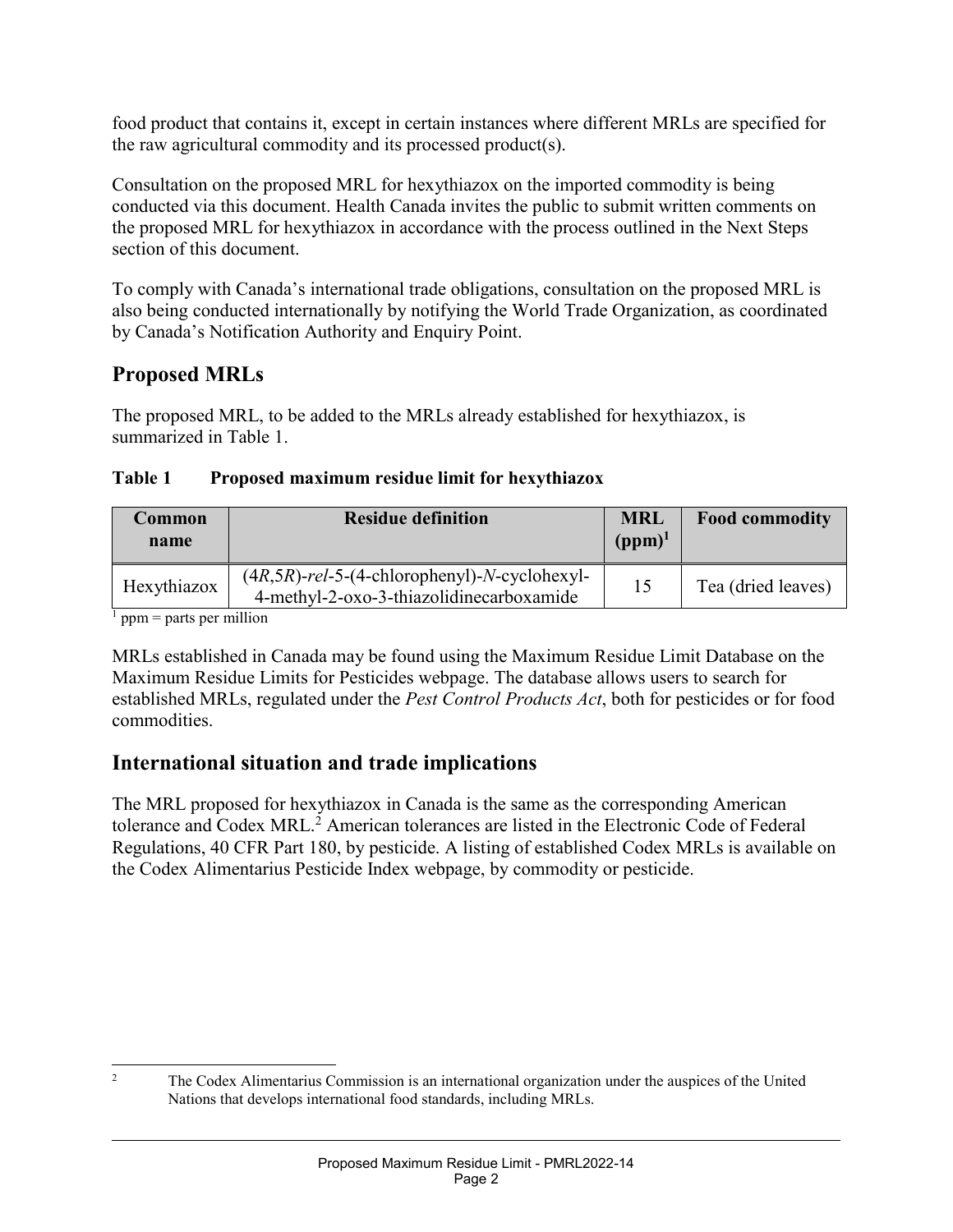food product that contains it, except in certain instances where different MRLs are specified for the raw agricultural commodity and its processed product(s).

Consultation on the proposed MRL for hexythiazox on the imported commodity is being conducted via this document. Health Canada invites the public to submit written comments on the proposed MRL for hexythiazox in accordance with the process outlined in the Next Steps section of this document.

To comply with Canada's international trade obligations, consultation on the proposed MRL is also being conducted internationally by notifying the World Trade Organization, as coordinated by Canada's Notification Authority and Enquiry Point.

## Proposed MRLs

The proposed MRL, to be added to the MRLs already established for hexythiazox, is summarized in Table 1.

**Table 1 Proposed maximum residue limit for hexythiazox**

| Common name | Residue definition | MRL (ppm)[1] | Food commodity |
|---|---|---|---|
| Hexythiazox | (4*R*,5*R*)-*rel*-5-(4-chlorophenyl)-*N*-cyclohexyl-4-methyl-2-oxo-3-thiazolidinecarboxamide | 15 | Tea (dried leaves) |

[1] ppm = parts per million

MRLs established in Canada may be found using the Maximum Residue Limit Database on the Maximum Residue Limits for Pesticides webpage. The database allows users to search for established MRLs, regulated under the *Pest Control Products Act*, both for pesticides or for food commodities.

## International situation and trade implications

The MRL proposed for hexythiazox in Canada is the same as the corresponding American tolerance and Codex MRL.[2] American tolerances are listed in the Electronic Code of Federal Regulations, 40 CFR Part 180, by pesticide. A listing of established Codex MRLs is available on the Codex Alimentarius Pesticide Index webpage, by commodity or pesticide.

[2] The Codex Alimentarius Commission is an international organization under the auspices of the United Nations that develops international food standards, including MRLs.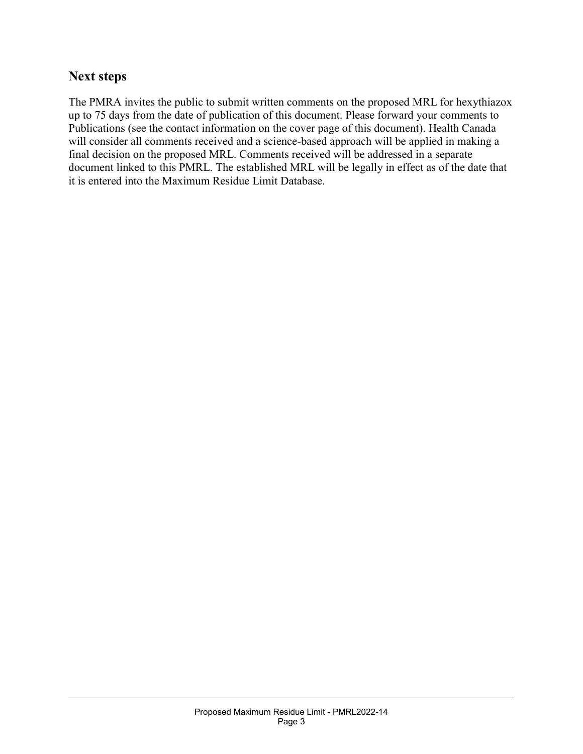## Next steps

The PMRA invites the public to submit written comments on the proposed MRL for hexythiazox up to 75 days from the date of publication of this document. Please forward your comments to Publications (see the contact information on the cover page of this document). Health Canada will consider all comments received and a science-based approach will be applied in making a final decision on the proposed MRL. Comments received will be addressed in a separate document linked to this PMRL. The established MRL will be legally in effect as of the date that it is entered into the Maximum Residue Limit Database.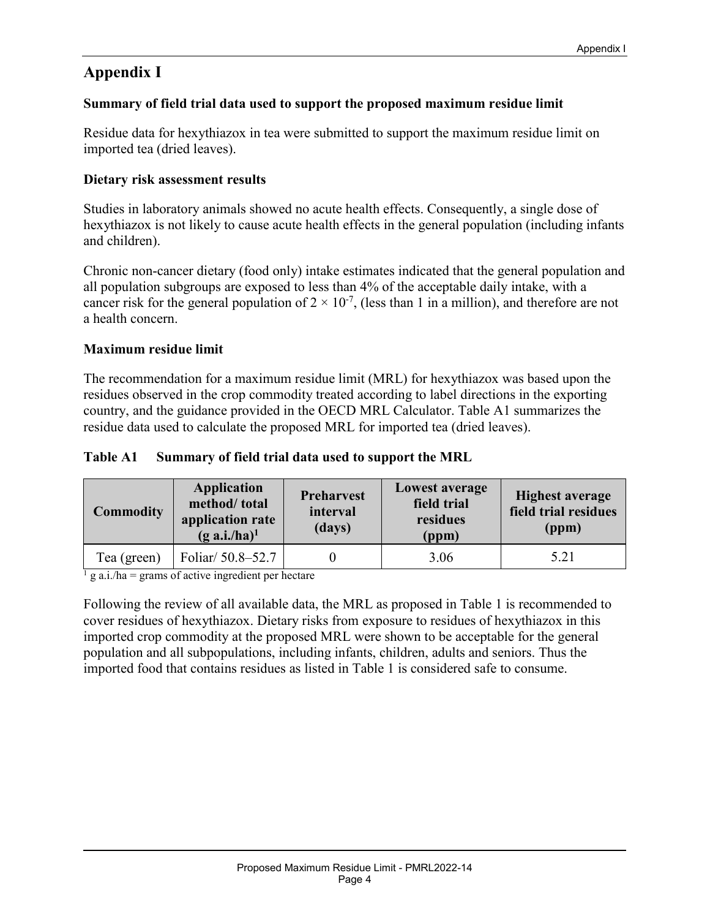# Appendix I

### Summary of field trial data used to support the proposed maximum residue limit

Residue data for hexythiazox in tea were submitted to support the maximum residue limit on imported tea (dried leaves).

### Dietary risk assessment results

Studies in laboratory animals showed no acute health effects. Consequently, a single dose of hexythiazox is not likely to cause acute health effects in the general population (including infants and children).

Chronic non-cancer dietary (food only) intake estimates indicated that the general population and all population subgroups are exposed to less than 4% of the acceptable daily intake, with a cancer risk for the general population of $2 \times 10^{-7}$, (less than 1 in a million), and therefore are not a health concern.

### Maximum residue limit

The recommendation for a maximum residue limit (MRL) for hexythiazox was based upon the residues observed in the crop commodity treated according to label directions in the exporting country, and the guidance provided in the OECD MRL Calculator. Table A1 summarizes the residue data used to calculate the proposed MRL for imported tea (dried leaves).

**Table A1 Summary of field trial data used to support the MRL**

| Commodity | Application method/ total application rate (g a.i./ha)[1] | Preharvest interval (days) | Lowest average field trial residues (ppm) | Highest average field trial residues (ppm) |
|---|---|---|---|---|
| Tea (green) | Foliar/ 50.8–52.7 | 0 | 3.06 | 5.21 |

[1] g a.i./ha = grams of active ingredient per hectare

Following the review of all available data, the MRL as proposed in Table 1 is recommended to cover residues of hexythiazox. Dietary risks from exposure to residues of hexythiazox in this imported crop commodity at the proposed MRL were shown to be acceptable for the general population and all subpopulations, including infants, children, adults and seniors. Thus the imported food that contains residues as listed in Table 1 is considered safe to consume.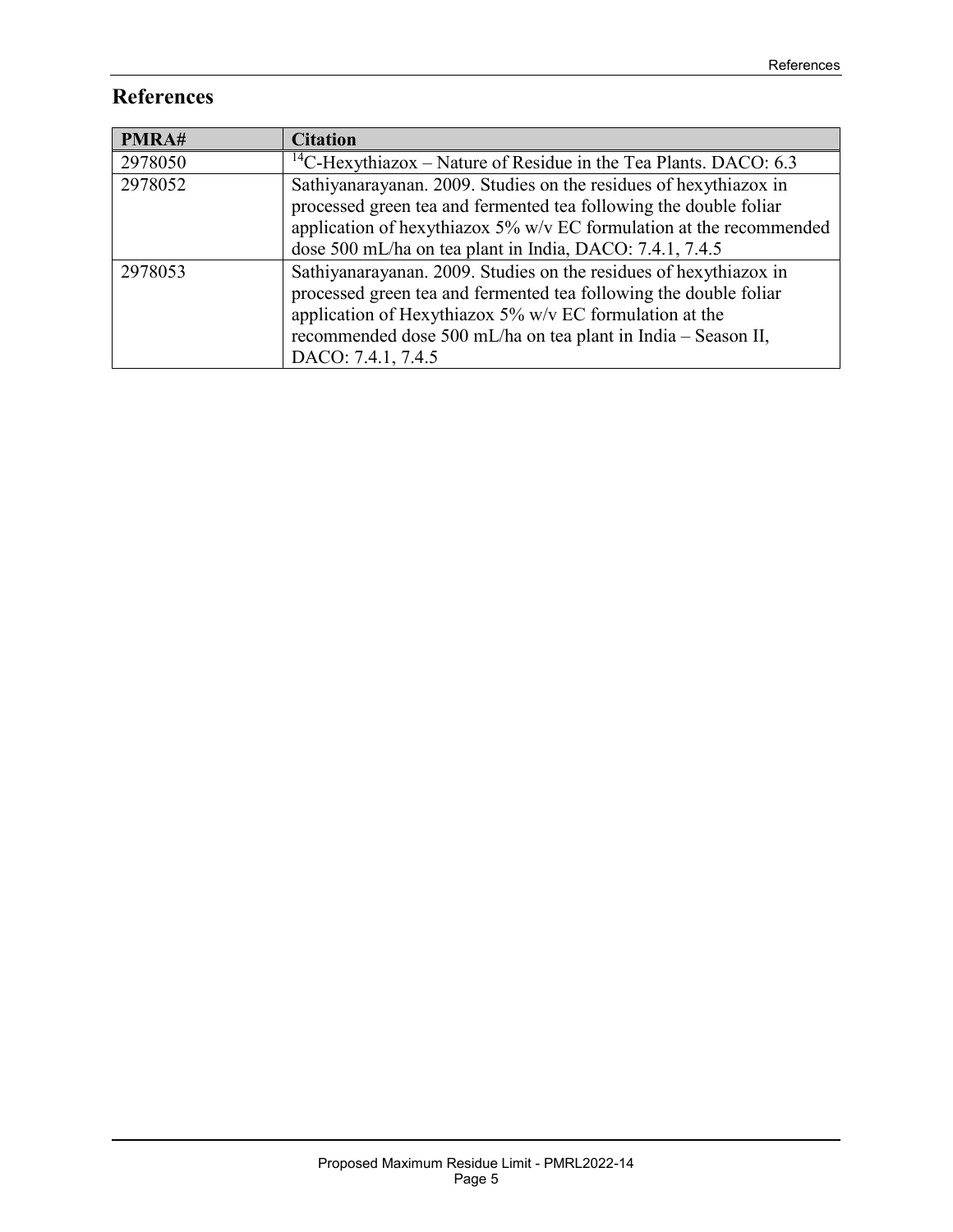## References

| PMRA# | Citation |
| --- | --- |
| 2978050 | $^{14}$C-Hexythiazox – Nature of Residue in the Tea Plants. DACO: 6.3 |
| 2978052 | Sathiyanarayanan. 2009. Studies on the residues of hexythiazox in processed green tea and fermented tea following the double foliar application of hexythiazox 5% w/v EC formulation at the recommended dose 500 mL/ha on tea plant in India, DACO: 7.4.1, 7.4.5 |
| 2978053 | Sathiyanarayanan. 2009. Studies on the residues of hexythiazox in processed green tea and fermented tea following the double foliar application of Hexythiazox 5% w/v EC formulation at the recommended dose 500 mL/ha on tea plant in India – Season II, DACO: 7.4.1, 7.4.5 |